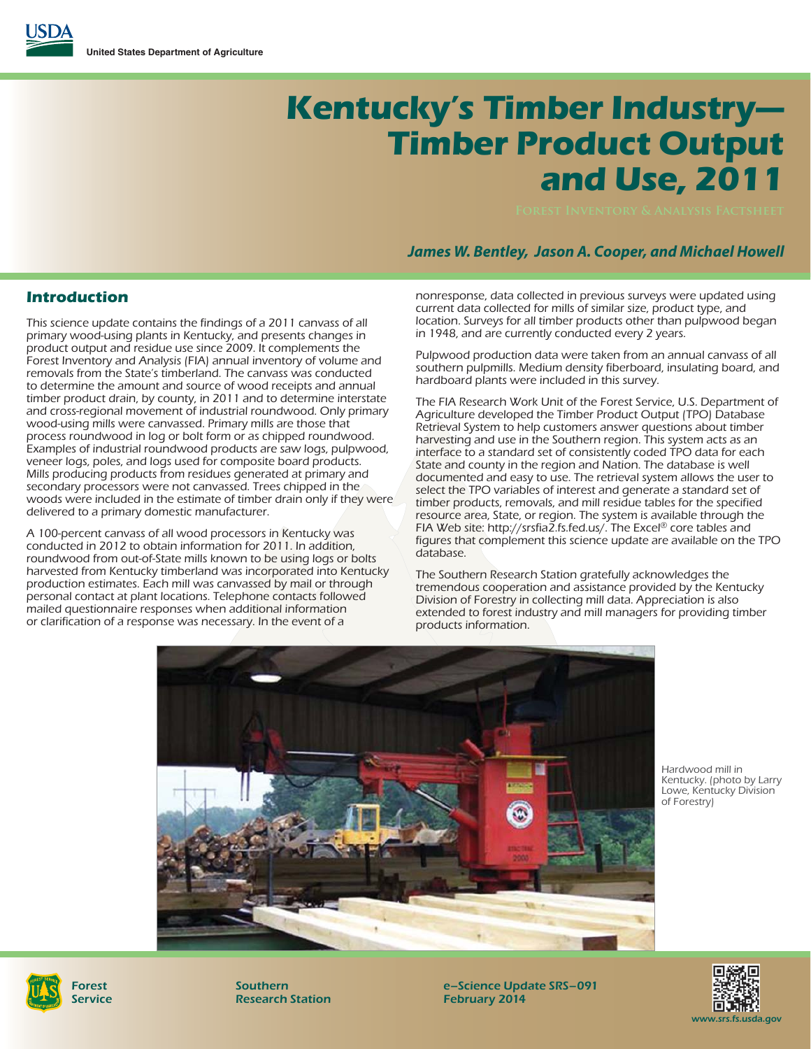USDA
United States Department of Agriculture

# Kentucky's Timber Industry—Timber Product Output and Use, 2011

Forest Inventory & Analysis Factsheet

*James W. Bentley, Jason A. Cooper, and Michael Howell*

## Introduction

This science update contains the findings of a 2011 canvass of all primary wood-using plants in Kentucky, and presents changes in product output and residue use since 2009. It complements the Forest Inventory and Analysis (FIA) annual inventory of volume and removals from the State's timberland. The canvass was conducted to determine the amount and source of wood receipts and annual timber product drain, by county, in 2011 and to determine interstate and cross-regional movement of industrial roundwood. Only primary wood-using mills were canvassed. Primary mills are those that process roundwood in log or bolt form or as chipped roundwood. Examples of industrial roundwood products are saw logs, pulpwood, veneer logs, poles, and logs used for composite board products. Mills producing products from residues generated at primary and secondary processors were not canvassed. Trees chipped in the woods were included in the estimate of timber drain only if they were delivered to a primary domestic manufacturer.

A 100-percent canvass of all wood processors in Kentucky was conducted in 2012 to obtain information for 2011. In addition, roundwood from out-of-State mills known to be using logs or bolts harvested from Kentucky timberland was incorporated into Kentucky production estimates. Each mill was canvassed by mail or through personal contact at plant locations. Telephone contacts followed mailed questionnaire responses when additional information or clarification of a response was necessary. In the event of a nonresponse, data collected in previous surveys were updated using current data collected for mills of similar size, product type, and location. Surveys for all timber products other than pulpwood began in 1948, and are currently conducted every 2 years.

Pulpwood production data were taken from an annual canvass of all southern pulpmills. Medium density fiberboard, insulating board, and hardboard plants were included in this survey.

The FIA Research Work Unit of the Forest Service, U.S. Department of Agriculture developed the Timber Product Output (TPO) Database Retrieval System to help customers answer questions about timber harvesting and use in the Southern region. This system acts as an interface to a standard set of consistently coded TPO data for each State and county in the region and Nation. The database is well documented and easy to use. The retrieval system allows the user to select the TPO variables of interest and generate a standard set of timber products, removals, and mill residue tables for the specified resource area, State, or region. The system is available through the FIA Web site: http://srsfia2.fs.fed.us/. The Excel® core tables and figures that complement this science update are available on the TPO database.

The Southern Research Station gratefully acknowledges the tremendous cooperation and assistance provided by the Kentucky Division of Forestry in collecting mill data. Appreciation is also extended to forest industry and mill managers for providing timber products information.

Hardwood mill in Kentucky. (photo by Larry Lowe, Kentucky Division of Forestry)

Forest Service | Southern Research Station | e–Science Update SRS–091 February 2014 | www.srs.fs.usda.gov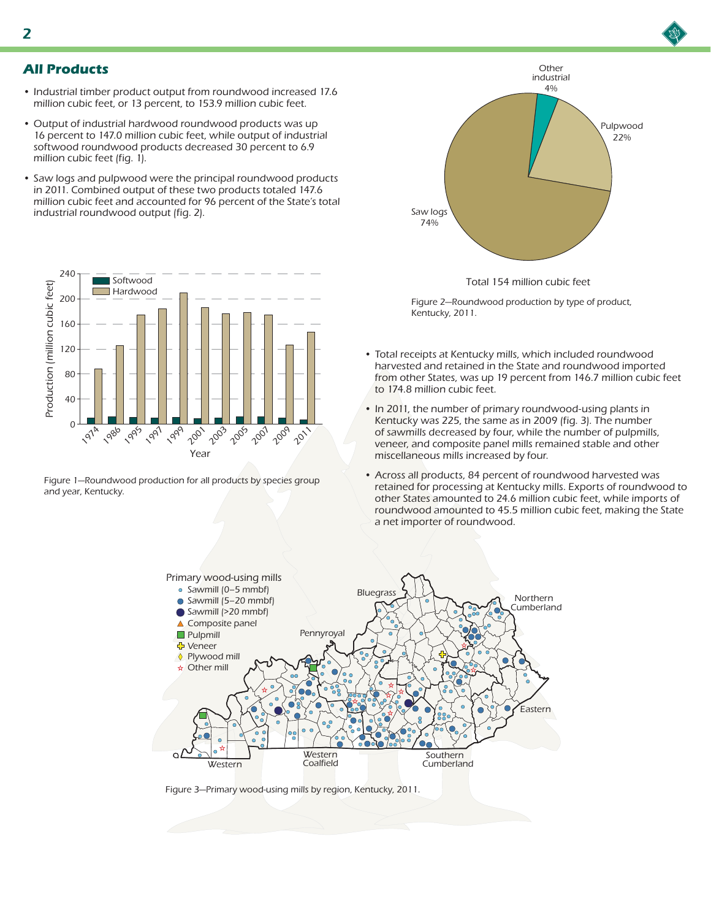## All Products

- Industrial timber product output from roundwood increased 17.6 million cubic feet, or 13 percent, to 153.9 million cubic feet.
- Output of industrial hardwood roundwood products was up 16 percent to 147.0 million cubic feet, while output of industrial softwood roundwood products decreased 30 percent to 6.9 million cubic feet (fig. 1).
- Saw logs and pulpwood were the principal roundwood products in 2011. Combined output of these two products totaled 147.6 million cubic feet and accounted for 96 percent of the State's total industrial roundwood output (fig. 2).

Figure 1—Roundwood production for all products by species group and year, Kentucky.

Total 154 million cubic feet

Figure 2—Roundwood production by type of product, Kentucky, 2011.

- Total receipts at Kentucky mills, which included roundwood harvested and retained in the State and roundwood imported from other States, was up 19 percent from 146.7 million cubic feet to 174.8 million cubic feet.
- In 2011, the number of primary roundwood-using plants in Kentucky was 225, the same as in 2009 (fig. 3). The number of sawmills decreased by four, while the number of pulpmills, veneer, and composite panel mills remained stable and other miscellaneous mills increased by four.
- Across all products, 84 percent of roundwood harvested was retained for processing at Kentucky mills. Exports of roundwood to other States amounted to 24.6 million cubic feet, while imports of roundwood amounted to 45.5 million cubic feet, making the State a net importer of roundwood.

Figure 3—Primary wood-using mills by region, Kentucky, 2011.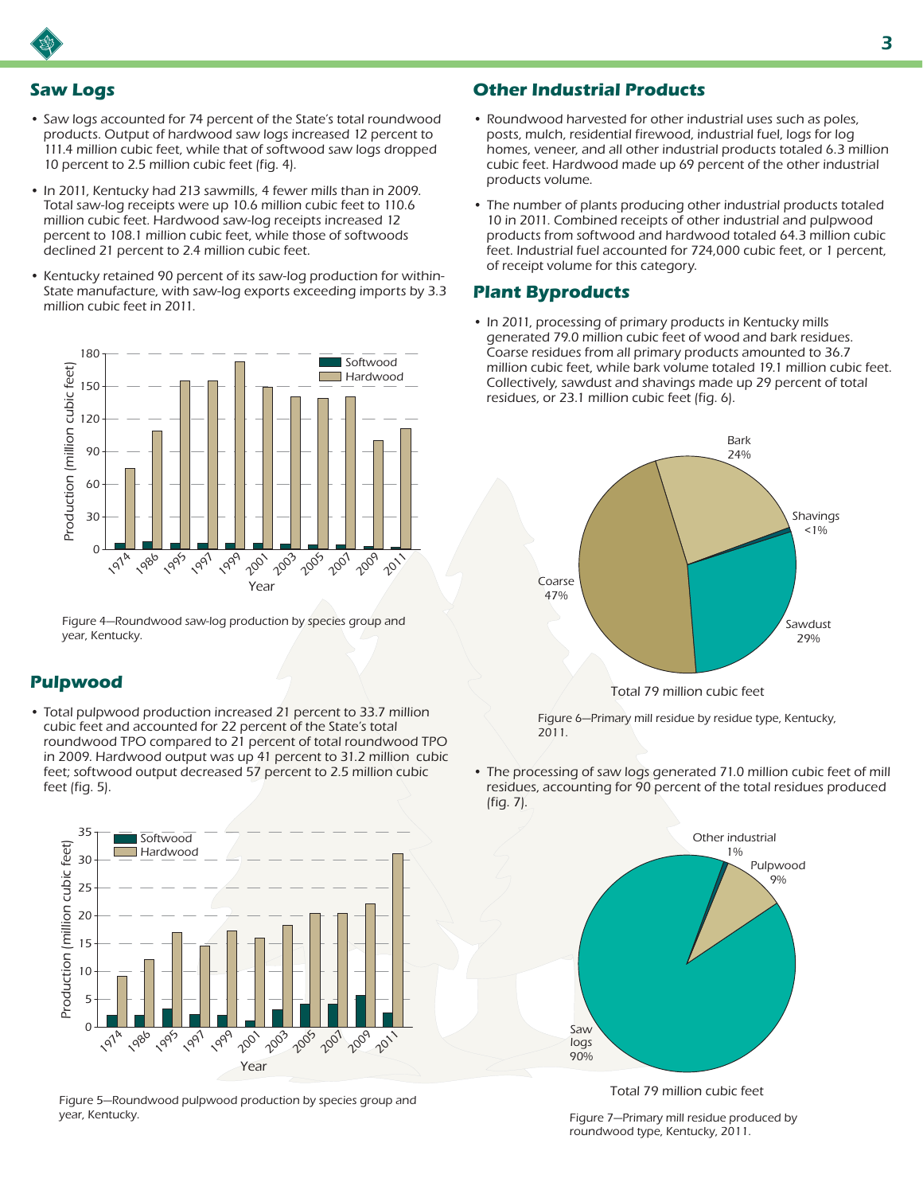## Saw Logs

- Saw logs accounted for 74 percent of the State's total roundwood products. Output of hardwood saw logs increased 12 percent to 111.4 million cubic feet, while that of softwood saw logs dropped 10 percent to 2.5 million cubic feet (fig. 4).
- In 2011, Kentucky had 213 sawmills, 4 fewer mills than in 2009. Total saw-log receipts were up 10.6 million cubic feet to 110.6 million cubic feet. Hardwood saw-log receipts increased 12 percent to 108.1 million cubic feet, while those of softwoods declined 21 percent to 2.4 million cubic feet.
- Kentucky retained 90 percent of its saw-log production for within-State manufacture, with saw-log exports exceeding imports by 3.3 million cubic feet in 2011.

Figure 4—Roundwood saw-log production by species group and year, Kentucky.

## Pulpwood

- Total pulpwood production increased 21 percent to 33.7 million cubic feet and accounted for 22 percent of the State's total roundwood TPO compared to 21 percent of total roundwood TPO in 2009. Hardwood output was up 41 percent to 31.2 million cubic feet; softwood output decreased 57 percent to 2.5 million cubic feet (fig. 5).

Figure 5—Roundwood pulpwood production by species group and year, Kentucky.

## Other Industrial Products

- Roundwood harvested for other industrial uses such as poles, posts, mulch, residential firewood, industrial fuel, logs for log homes, veneer, and all other industrial products totaled 6.3 million cubic feet. Hardwood made up 69 percent of the other industrial products volume.
- The number of plants producing other industrial products totaled 10 in 2011. Combined receipts of other industrial and pulpwood products from softwood and hardwood totaled 64.3 million cubic feet. Industrial fuel accounted for 724,000 cubic feet, or 1 percent, of receipt volume for this category.

## Plant Byproducts

- In 2011, processing of primary products in Kentucky mills generated 79.0 million cubic feet of wood and bark residues. Coarse residues from all primary products amounted to 36.7 million cubic feet, while bark volume totaled 19.1 million cubic feet. Collectively, sawdust and shavings made up 29 percent of total residues, or 23.1 million cubic feet (fig. 6).

Figure 6—Primary mill residue by residue type, Kentucky, 2011.

- The processing of saw logs generated 71.0 million cubic feet of mill residues, accounting for 90 percent of the total residues produced (fig. 7).

Figure 7—Primary mill residue produced by roundwood type, Kentucky, 2011.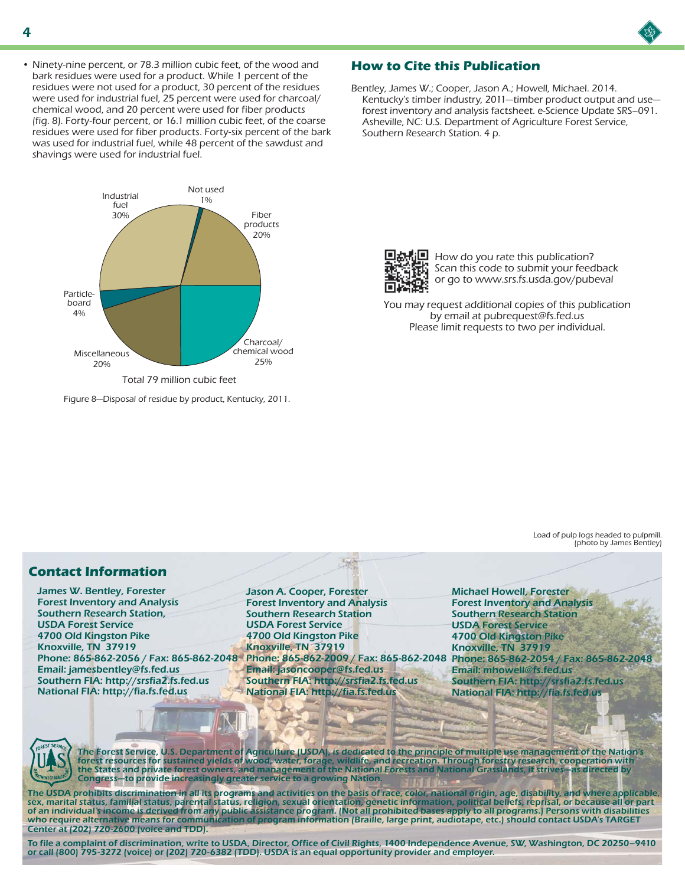- Ninety-nine percent, or 78.3 million cubic feet, of the wood and bark residues were used for a product. While 1 percent of the residues were not used for a product, 30 percent of the residues were used for industrial fuel, 25 percent were used for charcoal/chemical wood, and 20 percent were used for fiber products (fig. 8). Forty-four percent, or 16.1 million cubic feet, of the coarse residues were used for fiber products. Forty-six percent of the bark was used for industrial fuel, while 48 percent of the sawdust and shavings were used for industrial fuel.

Not used
1%

Fiber products
20%

Charcoal/ chemical wood
25%

Miscellaneous
20%

Particle-board
4%

Industrial fuel
30%

Total 79 million cubic feet

Figure 8—Disposal of residue by product, Kentucky, 2011.

## How to Cite this Publication

Bentley, James W.; Cooper, Jason A.; Howell, Michael. 2014. Kentucky's timber industry, 2011—timber product output and use—forest inventory and analysis factsheet. e-Science Update SRS–091. Asheville, NC: U.S. Department of Agriculture Forest Service, Southern Research Station. 4 p.

How do you rate this publication? Scan this code to submit your feedback or go to www.srs.fs.usda.gov/pubeval

You may request additional copies of this publication by email at pubrequest@fs.fed.us
Please limit requests to two per individual.

Load of pulp logs headed to pulpmill. (photo by James Bentley)

## Contact Information

**James W. Bentley, Forester**
**Forest Inventory and Analysis**
**Southern Research Station,**
**USDA Forest Service**
**4700 Old Kingston Pike**
**Knoxville, TN 37919**
**Phone: 865-862-2056 / Fax: 865-862-2048**
**Email: jamesbentley@fs.fed.us**
**Southern FIA: http://srsfia2.fs.fed.us**
**National FIA: http://fia.fs.fed.us**

**Jason A. Cooper, Forester**
**Forest Inventory and Analysis**
**Southern Research Station**
**USDA Forest Service**
**4700 Old Kingston Pike**
**Knoxville, TN 37919**
**Phone: 865-862-2009 / Fax: 865-862-2048**
**Email: jasoncooper@fs.fed.us**
**Southern FIA: http://srsfia2.fs.fed.us**
**National FIA: http://fia.fs.fed.us**

**Michael Howell, Forester**
**Forest Inventory and Analysis**
**Southern Research Station**
**USDA Forest Service**
**4700 Old Kingston Pike**
**Knoxville, TN 37919**
**Phone: 865-862-2054 / Fax: 865-862-2048**
**Email: mhowell@fs.fed.us**
**Southern FIA: http://srsfia2.fs.fed.us**
**National FIA: http://fia.fs.fed.us**

**The Forest Service, U.S. Department of Agriculture (USDA), is dedicated to the principle of multiple use management of the Nation's forest resources for sustained yields of wood, water, forage, wildlife, and recreation. Through forestry research, cooperation with the States and private forest owners, and management of the National Forests and National Grasslands, it strives—as directed by Congress—to provide increasingly greater service to a growing Nation.**

**The USDA prohibits discrimination in all its programs and activities on the basis of race, color, national origin, age, disability, and where applicable, sex, marital status, familial status, parental status, religion, sexual orientation, genetic information, political beliefs, reprisal, or because all or part of an individual's income is derived from any public assistance program. (Not all prohibited bases apply to all programs.) Persons with disabilities who require alternative means for communication of program information (Braille, large print, audiotape, etc.) should contact USDA's TARGET Center at (202) 720-2600 (voice and TDD).**

**To file a complaint of discrimination, write to USDA, Director, Office of Civil Rights, 1400 Independence Avenue, SW, Washington, DC 20250–9410 or call (800) 795-3272 (voice) or (202) 720-6382 (TDD). USDA is an equal opportunity provider and employer.**